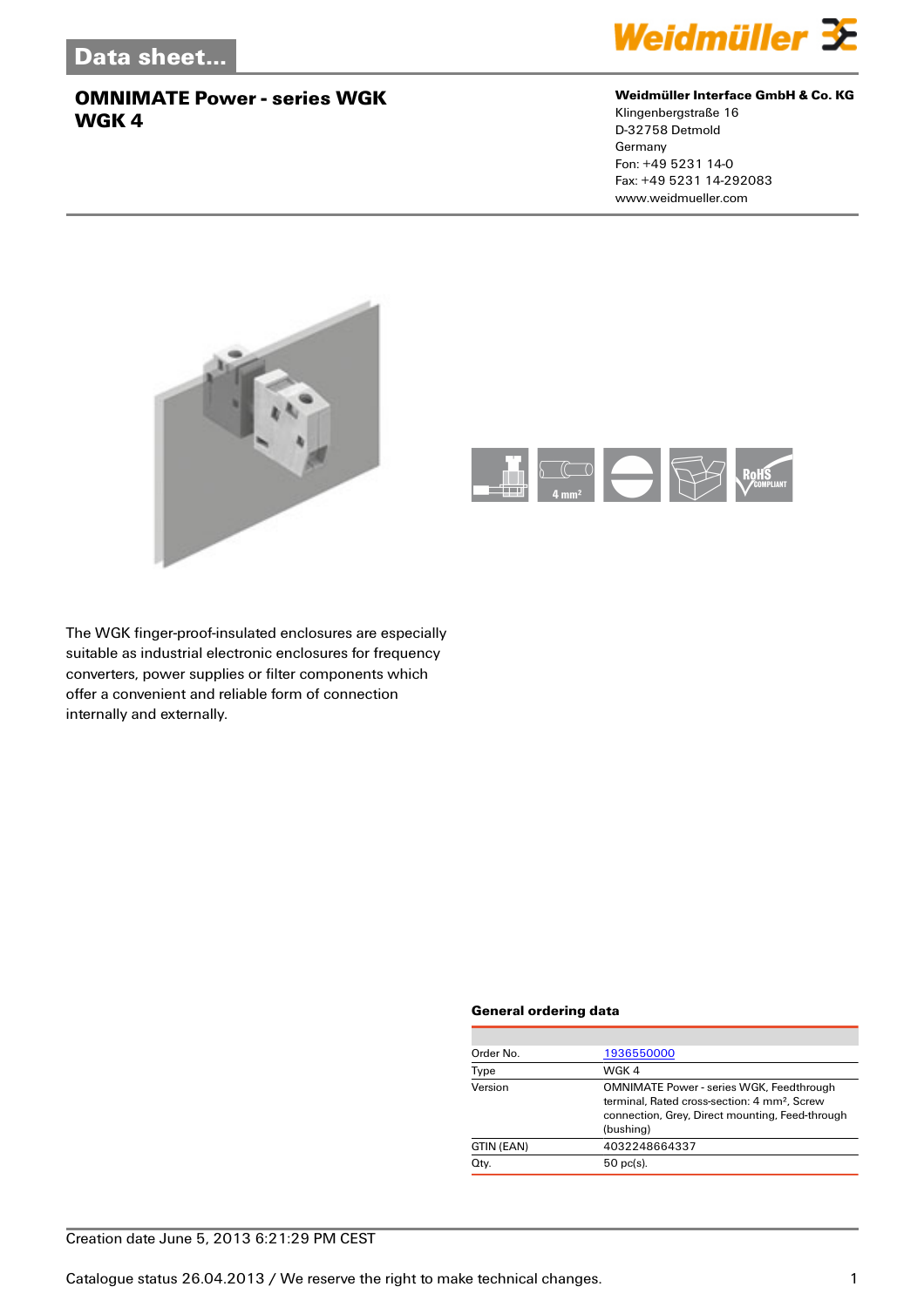# Data sheet...

## OMNIMATE Power - series WGK
## WGK 4

**Weidmüller Interface GmbH & Co. KG**
Klingenbergstraße 16
D-32758 Detmold
Germany
Fon: +49 5231 14-0
Fax: +49 5231 14-292083
www.weidmueller.com

The WGK finger-proof-insulated enclosures are especially suitable as industrial electronic enclosures for frequency converters, power supplies or filter components which offer a convenient and reliable form of connection internally and externally.

### General ordering data

| | |
|---|---|
| Order No. | 1936550000 |
| Type | WGK 4 |
| Version | OMNIMATE Power - series WGK, Feedthrough terminal, Rated cross-section: 4 mm², Screw connection, Grey, Direct mounting, Feed-through (bushing) |
| GTIN (EAN) | 4032248664337 |
| Qty. | 50 pc(s). |

Creation date June 5, 2013 6:21:29 PM CEST

Catalogue status 26.04.2013 / We reserve the right to make technical changes.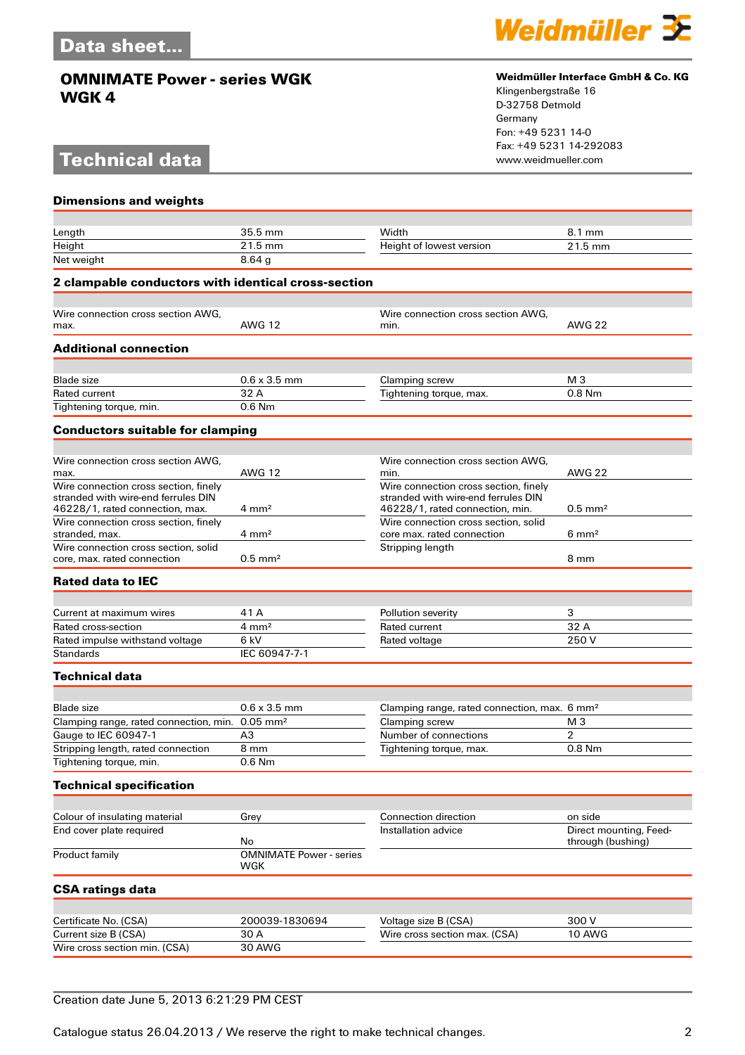# Data sheet...

## OMNIMATE Power - series WGK
## WGK 4

**Weidmüller Interface GmbH & Co. KG**
Klingenbergstraße 16
D-32758 Detmold
Germany
Fon: +49 5231 14-0
Fax: +49 5231 14-292083
www.weidmueller.com

# Technical data

### Dimensions and weights

| | | | |
|---|---|---|---|
| Length | 35.5 mm | Width | 8.1 mm |
| Height | 21.5 mm | Height of lowest version | 21.5 mm |
| Net weight | 8.64 g | | |

### 2 clampable conductors with identical cross-section

| | | | |
|---|---|---|---|
| Wire connection cross section AWG, max. | AWG 12 | Wire connection cross section AWG, min. | AWG 22 |

### Additional connection

| | | | |
|---|---|---|---|
| Blade size | 0.6 x 3.5 mm | Clamping screw | M 3 |
| Rated current | 32 A | Tightening torque, max. | 0.8 Nm |
| Tightening torque, min. | 0.6 Nm | | |

### Conductors suitable for clamping

| | | | |
|---|---|---|---|
| Wire connection cross section AWG, max. | AWG 12 | Wire connection cross section AWG, min. | AWG 22 |
| Wire connection cross section, finely stranded with wire-end ferrules DIN 46228/1, rated connection, max. | 4 mm² | Wire connection cross section, finely stranded with wire-end ferrules DIN 46228/1, rated connection, min. | 0.5 mm² |
| Wire connection cross section, finely stranded, max. | 4 mm² | Wire connection cross section, solid core max. rated connection | 6 mm² |
| Wire connection cross section, solid core, max. rated connection | 0.5 mm² | Stripping length | 8 mm |

### Rated data to IEC

| | | | |
|---|---|---|---|
| Current at maximum wires | 41 A | Pollution severity | 3 |
| Rated cross-section | 4 mm² | Rated current | 32 A |
| Rated impulse withstand voltage | 6 kV | Rated voltage | 250 V |
| Standards | IEC 60947-7-1 | | |

### Technical data

| | | | |
|---|---|---|---|
| Blade size | 0.6 x 3.5 mm | Clamping range, rated connection, max. | 6 mm² |
| Clamping range, rated connection, min. | 0.05 mm² | Clamping screw | M 3 |
| Gauge to IEC 60947-1 | A3 | Number of connections | 2 |
| Stripping length, rated connection | 8 mm | Tightening torque, max. | 0.8 Nm |
| Tightening torque, min. | 0.6 Nm | | |

### Technical specification

| | | | |
|---|---|---|---|
| Colour of insulating material | Grey | Connection direction | on side |
| End cover plate required | No | Installation advice | Direct mounting, Feed-through (bushing) |
| Product family | OMNIMATE Power - series WGK | | |

### CSA ratings data

| | | | |
|---|---|---|---|
| Certificate No. (CSA) | 200039-1830694 | Voltage size B (CSA) | 300 V |
| Current size B (CSA) | 30 A | Wire cross section max. (CSA) | 10 AWG |
| Wire cross section min. (CSA) | 30 AWG | | |

Creation date June 5, 2013 6:21:29 PM CEST

Catalogue status 26.04.2013 / We reserve the right to make technical changes.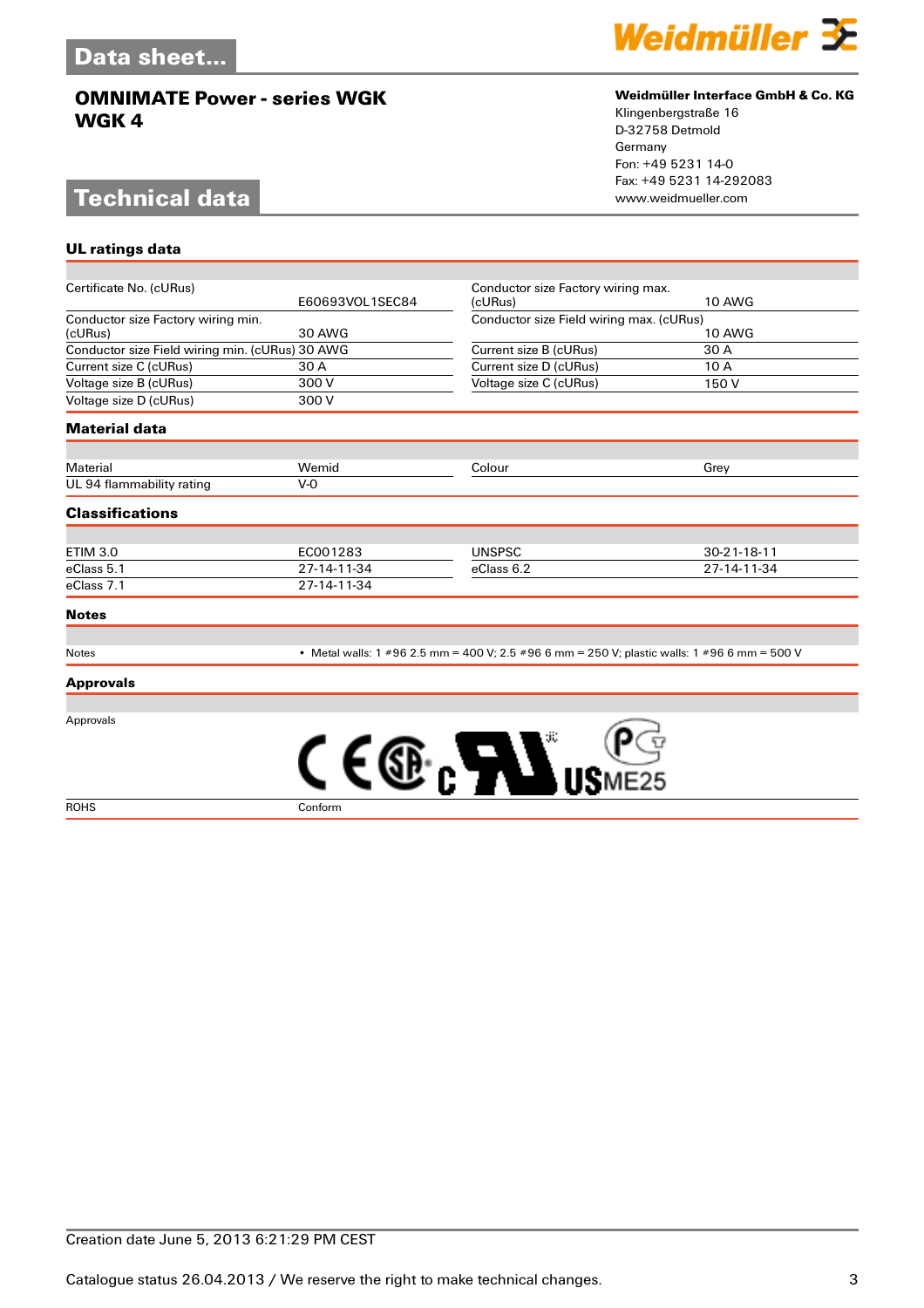# Data sheet...

## OMNIMATE Power - series WGK
## WGK 4

**Weidmüller Interface GmbH & Co. KG**
Klingenbergstraße 16
D-32758 Detmold
Germany
Fon: +49 5231 14-0
Fax: +49 5231 14-292083
www.weidmueller.com

# Technical data

### UL ratings data

| | | | |
|---|---|---|---|
| Certificate No. (cURus) | E60693VOL1SEC84 | Conductor size Factory wiring max. (cURus) | 10 AWG |
| Conductor size Factory wiring min. (cURus) | 30 AWG | Conductor size Field wiring max. (cURus) | 10 AWG |
| Conductor size Field wiring min. (cURus) | 30 AWG | Current size B (cURus) | 30 A |
| Current size C (cURus) | 30 A | Current size D (cURus) | 10 A |
| Voltage size B (cURus) | 300 V | Voltage size C (cURus) | 150 V |
| Voltage size D (cURus) | 300 V | | |

### Material data

| | | | |
|---|---|---|---|
| Material | Wemid | Colour | Grey |
| UL 94 flammability rating | V-0 | | |

### Classifications

| | | | |
|---|---|---|---|
| ETIM 3.0 | EC001283 | UNSPSC | 30-21-18-11 |
| eClass 5.1 | 27-14-11-34 | eClass 6.2 | 27-14-11-34 |
| eClass 7.1 | 27-14-11-34 | | |

### Notes

| | |
|---|---|
| Notes | • Metal walls: 1 #96 2.5 mm = 400 V; 2.5 #96 6 mm = 250 V; plastic walls: 1 #96 6 mm = 500 V |

### Approvals

| | |
|---|---|
| Approvals | |
| ROHS | Conform |

Creation date June 5, 2013 6:21:29 PM CEST

Catalogue status 26.04.2013 / We reserve the right to make technical changes.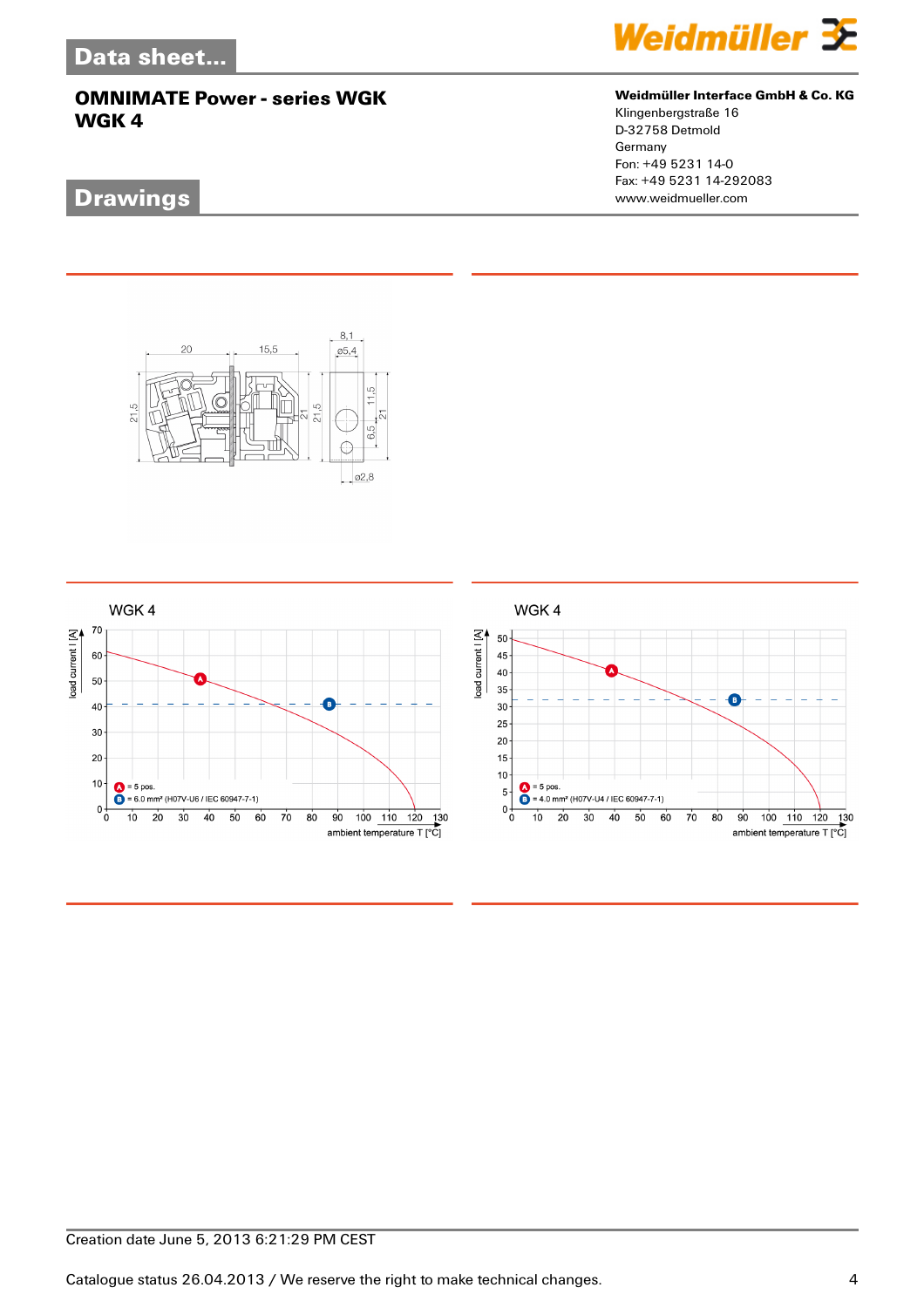## Data sheet...

**OMNIMATE Power - series WGK**
**WGK 4**

**Weidmüller Interface GmbH & Co. KG**
Klingenbergstraße 16
D-32758 Detmold
Germany
Fon: +49 5231 14-0
Fax: +49 5231 14-292083
www.weidmueller.com

## Drawings

20
15,5
8,1
ø5,4
21,5
21
21,5
11,5
21
6,5
ø2,8

WGK 4

load current I [A]
70
60
50
40
30
20
10
0
0 10 20 30 40 50 60 70 80 90 100 110 120 130
ambient temperature T [°C]

A = 5 pos.
B = 6.0 mm² (H07V-U6 / IEC 60947-7-1)

WGK 4

load current I [A]
50
45
40
35
30
25
20
15
10
5
0
0 10 20 30 40 50 60 70 80 90 100 110 120 130
ambient temperature T [°C]

A = 5 pos.
B = 4.0 mm² (H07V-U4 / IEC 60947-7-1)

Creation date June 5, 2013 6:21:29 PM CEST

Catalogue status 26.04.2013 / We reserve the right to make technical changes.